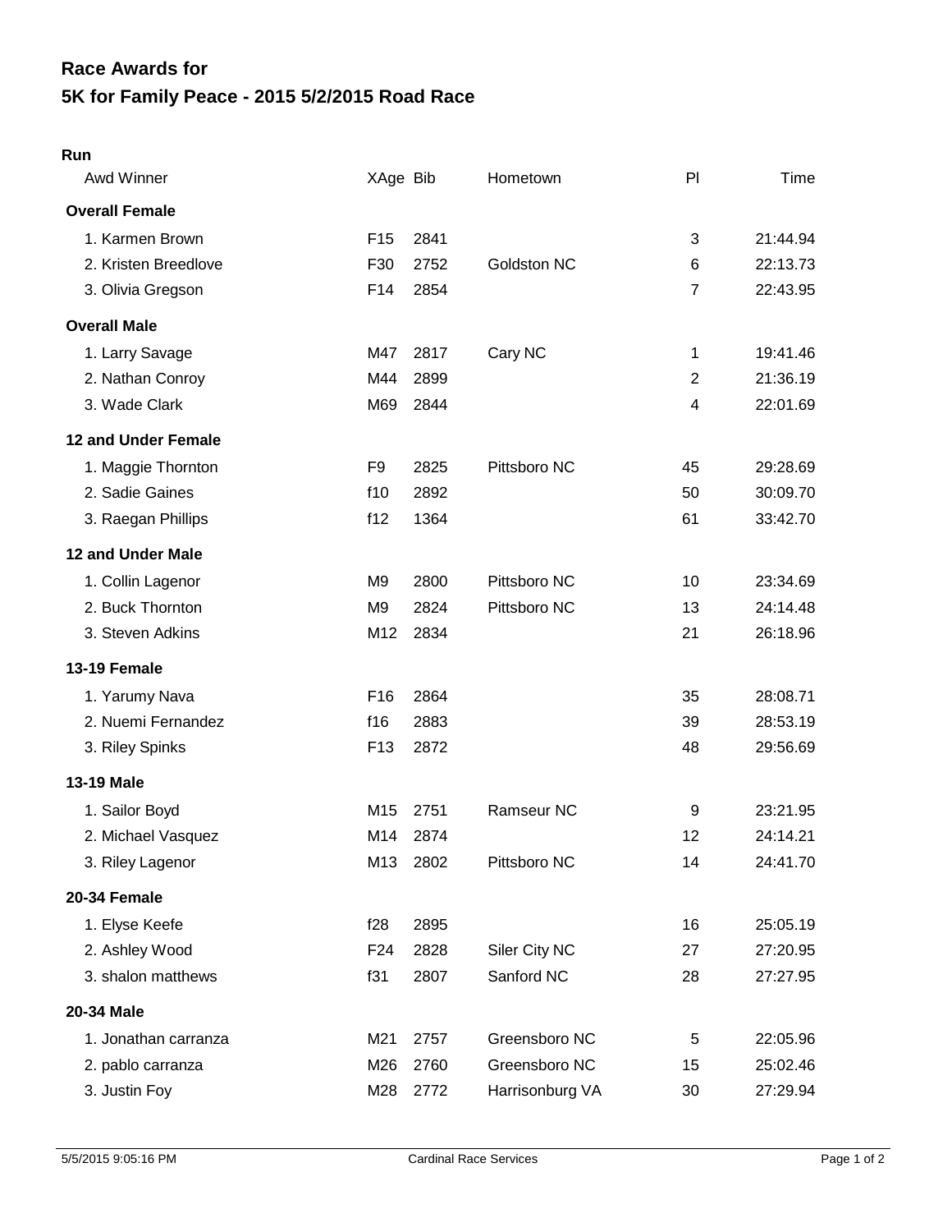# Race Awards for
## 5K for Family Peace - 2015 5/2/2015 Road Race

**Run**

| Awd Winner | XAge | Bib | Hometown | Pl | Time |
|---|---|---|---|---|---|
| **Overall Female** | | | | | |
| 1. Karmen Brown | F15 | 2841 | | 3 | 21:44.94 |
| 2. Kristen Breedlove | F30 | 2752 | Goldston NC | 6 | 22:13.73 |
| 3. Olivia Gregson | F14 | 2854 | | 7 | 22:43.95 |
| **Overall Male** | | | | | |
| 1. Larry Savage | M47 | 2817 | Cary NC | 1 | 19:41.46 |
| 2. Nathan Conroy | M44 | 2899 | | 2 | 21:36.19 |
| 3. Wade Clark | M69 | 2844 | | 4 | 22:01.69 |
| **12 and Under Female** | | | | | |
| 1. Maggie Thornton | F9 | 2825 | Pittsboro NC | 45 | 29:28.69 |
| 2. Sadie Gaines | f10 | 2892 | | 50 | 30:09.70 |
| 3. Raegan Phillips | f12 | 1364 | | 61 | 33:42.70 |
| **12 and Under Male** | | | | | |
| 1. Collin Lagenor | M9 | 2800 | Pittsboro NC | 10 | 23:34.69 |
| 2. Buck Thornton | M9 | 2824 | Pittsboro NC | 13 | 24:14.48 |
| 3. Steven Adkins | M12 | 2834 | | 21 | 26:18.96 |
| **13-19 Female** | | | | | |
| 1. Yarumy Nava | F16 | 2864 | | 35 | 28:08.71 |
| 2. Nuemi Fernandez | f16 | 2883 | | 39 | 28:53.19 |
| 3. Riley Spinks | F13 | 2872 | | 48 | 29:56.69 |
| **13-19 Male** | | | | | |
| 1. Sailor Boyd | M15 | 2751 | Ramseur NC | 9 | 23:21.95 |
| 2. Michael Vasquez | M14 | 2874 | | 12 | 24:14.21 |
| 3. Riley Lagenor | M13 | 2802 | Pittsboro NC | 14 | 24:41.70 |
| **20-34 Female** | | | | | |
| 1. Elyse Keefe | f28 | 2895 | | 16 | 25:05.19 |
| 2. Ashley Wood | F24 | 2828 | Siler City NC | 27 | 27:20.95 |
| 3. shalon matthews | f31 | 2807 | Sanford NC | 28 | 27:27.95 |
| **20-34 Male** | | | | | |
| 1. Jonathan carranza | M21 | 2757 | Greensboro NC | 5 | 22:05.96 |
| 2. pablo carranza | M26 | 2760 | Greensboro NC | 15 | 25:02.46 |
| 3. Justin Foy | M28 | 2772 | Harrisonburg VA | 30 | 27:29.94 |

5/5/2015 9:05:16 PM — Cardinal Race Services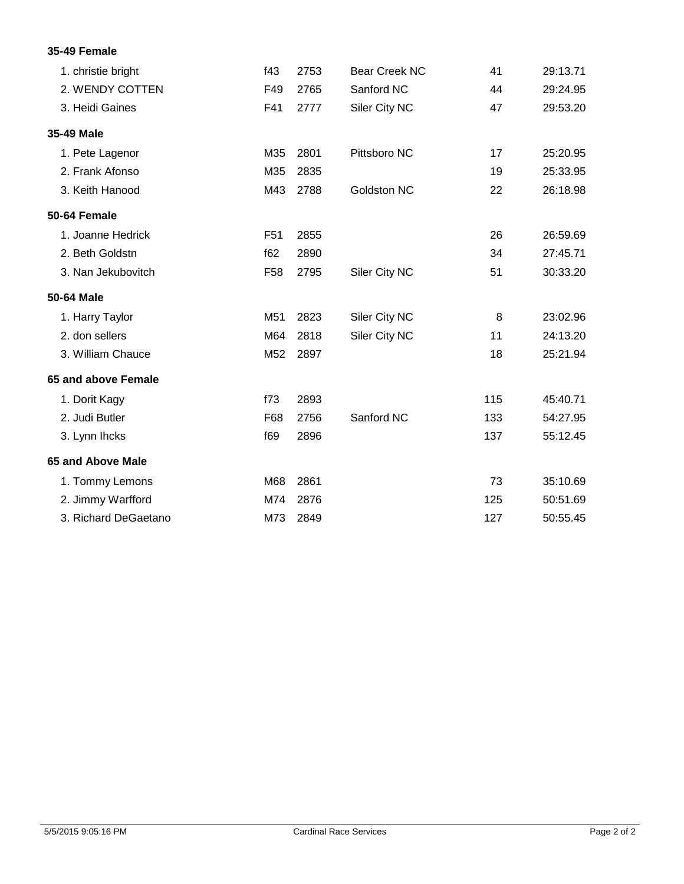**35-49 Female**

| | | | | | |
|---|---|---|---|---|---|
| 1. christie bright | f43 | 2753 | Bear Creek NC | 41 | 29:13.71 |
| 2. WENDY COTTEN | F49 | 2765 | Sanford NC | 44 | 29:24.95 |
| 3. Heidi Gaines | F41 | 2777 | Siler City NC | 47 | 29:53.20 |

**35-49 Male**

| | | | | | |
|---|---|---|---|---|---|
| 1. Pete Lagenor | M35 | 2801 | Pittsboro NC | 17 | 25:20.95 |
| 2. Frank Afonso | M35 | 2835 | | 19 | 25:33.95 |
| 3. Keith Hanood | M43 | 2788 | Goldston NC | 22 | 26:18.98 |

**50-64 Female**

| | | | | | |
|---|---|---|---|---|---|
| 1. Joanne Hedrick | F51 | 2855 | | 26 | 26:59.69 |
| 2. Beth Goldstn | f62 | 2890 | | 34 | 27:45.71 |
| 3. Nan Jekubovitch | F58 | 2795 | Siler City NC | 51 | 30:33.20 |

**50-64 Male**

| | | | | | |
|---|---|---|---|---|---|
| 1. Harry Taylor | M51 | 2823 | Siler City NC | 8 | 23:02.96 |
| 2. don sellers | M64 | 2818 | Siler City NC | 11 | 24:13.20 |
| 3. William Chauce | M52 | 2897 | | 18 | 25:21.94 |

**65 and above Female**

| | | | | | |
|---|---|---|---|---|---|
| 1. Dorit Kagy | f73 | 2893 | | 115 | 45:40.71 |
| 2. Judi Butler | F68 | 2756 | Sanford NC | 133 | 54:27.95 |
| 3. Lynn Ihcks | f69 | 2896 | | 137 | 55:12.45 |

**65 and Above Male**

| | | | | | |
|---|---|---|---|---|---|
| 1. Tommy Lemons | M68 | 2861 | | 73 | 35:10.69 |
| 2. Jimmy Warfford | M74 | 2876 | | 125 | 50:51.69 |
| 3. Richard DeGaetano | M73 | 2849 | | 127 | 50:55.45 |

5/5/2015 9:05:16 PM Cardinal Race Services